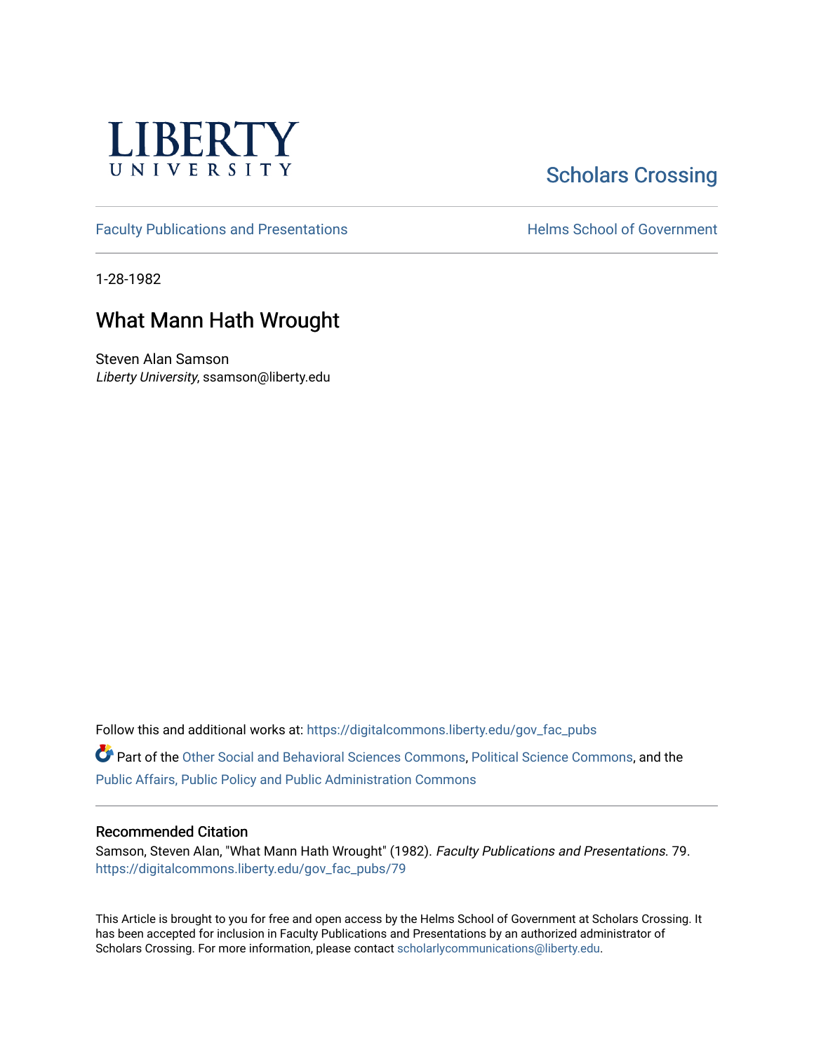LIBERTY
UNIVERSITY

Scholars Crossing

Faculty Publications and Presentations

Helms School of Government

1-28-1982

# What Mann Hath Wrought

Steven Alan Samson
*Liberty University*, ssamson@liberty.edu

Follow this and additional works at: https://digitalcommons.liberty.edu/gov_fac_pubs

Part of the Other Social and Behavioral Sciences Commons, Political Science Commons, and the Public Affairs, Public Policy and Public Administration Commons

## Recommended Citation

Samson, Steven Alan, "What Mann Hath Wrought" (1982). *Faculty Publications and Presentations*. 79.
https://digitalcommons.liberty.edu/gov_fac_pubs/79

This Article is brought to you for free and open access by the Helms School of Government at Scholars Crossing. It has been accepted for inclusion in Faculty Publications and Presentations by an authorized administrator of Scholars Crossing. For more information, please contact scholarlycommunications@liberty.edu.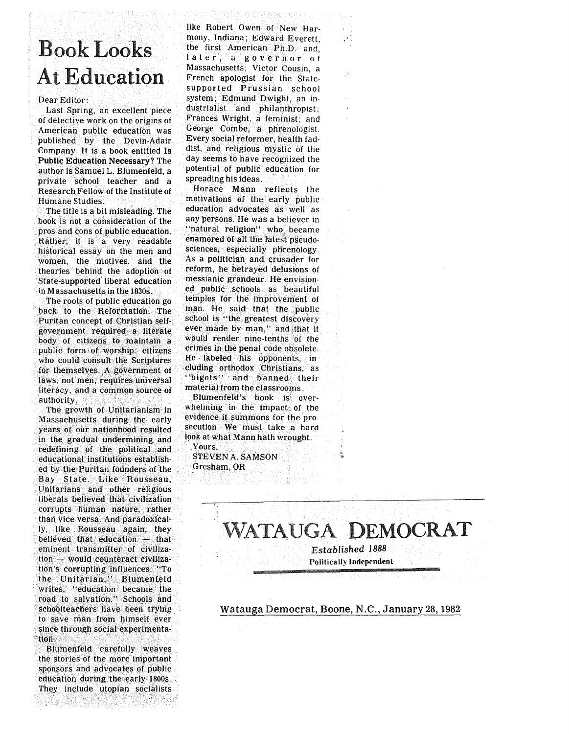# Book Looks At Education

Dear Editor:

Last Spring, an excellent piece of detective work on the origins of American public education was published by the Devin-Adair Company. It is a book entitled **Is Public Education Necessary?** The author is Samuel L. Blumenfeld, a private school teacher and a Research Fellow of the Institute of Humane Studies.

The title is a bit misleading. The book is not a consideration of the pros and cons of public education. Rather, it is a very readable historical essay on the men and women, the motives, and the theories behind the adoption of State-supported liberal education in Massachusetts in the 1830s.

The roots of public education go back to the Reformation. The Puritan concept of Christian self-government required a literate body of citizens to maintain a public form of worship: citizens who could consult the Scriptures for themselves. A government of laws, not men, requires universal literacy, and a common source of authority.

The growth of Unitarianism in Massachusetts during the early years of our nationhood resulted in the gradual undermining and redefining of the political and educational institutions established by the Puritan founders of the Bay State. Like Rousseau, Unitarians and other religious liberals believed that civilization corrupts human nature, rather than vice versa. And paradoxically, like Rousseau again, they believed that education — that eminent transmitter of civilization — would counteract civilization's corrupting influences. "To the Unitarian," Blumenfeld writes, "education became the road to salvation." Schools and schoolteachers have been trying to save man from himself ever since through social experimentation.

Blumenfeld carefully weaves the stories of the more important sponsors and advocates of public education during the early 1800s. They include utopian socialists like Robert Owen of New Harmony, Indiana; Edward Everett, the first American Ph.D. and, later, a governor of Massachusetts; Victor Cousin, a French apologist for the State-supported Prussian school system; Edmund Dwight, an industrialist and philanthropist; Frances Wright, a feminist; and George Combe, a phrenologist. Every social reformer, health faddist, and religious mystic of the day seems to have recognized the potential of public education for spreading his ideas.

Horace Mann reflects the motivations of the early public education advocates as well as any persons. He was a believer in "natural religion" who became enamored of all the latest pseudo-sciences, especially phrenology. As a politician and crusader for reform, he betrayed delusions of messianic grandeur. He envisioned public schools as beautiful temples for the improvement of man. He said that the public school is "the greatest discovery ever made by man," and that it would render nine-tenths of the crimes in the penal code obsolete. He labeled his opponents, including orthodox Christians, as "bigots" and banned their material from the classrooms.

Blumenfeld's book is overwhelming in the impact of the evidence it summons for the prosecution. We must take a hard look at what Mann hath wrought.

Yours,

STEVEN A. SAMSON

Gresham, OR

---

**WATAUGA DEMOCRAT**

*Established 1888*

**Politically Independent**

Watauga Democrat, Boone, N.C., January 28, 1982